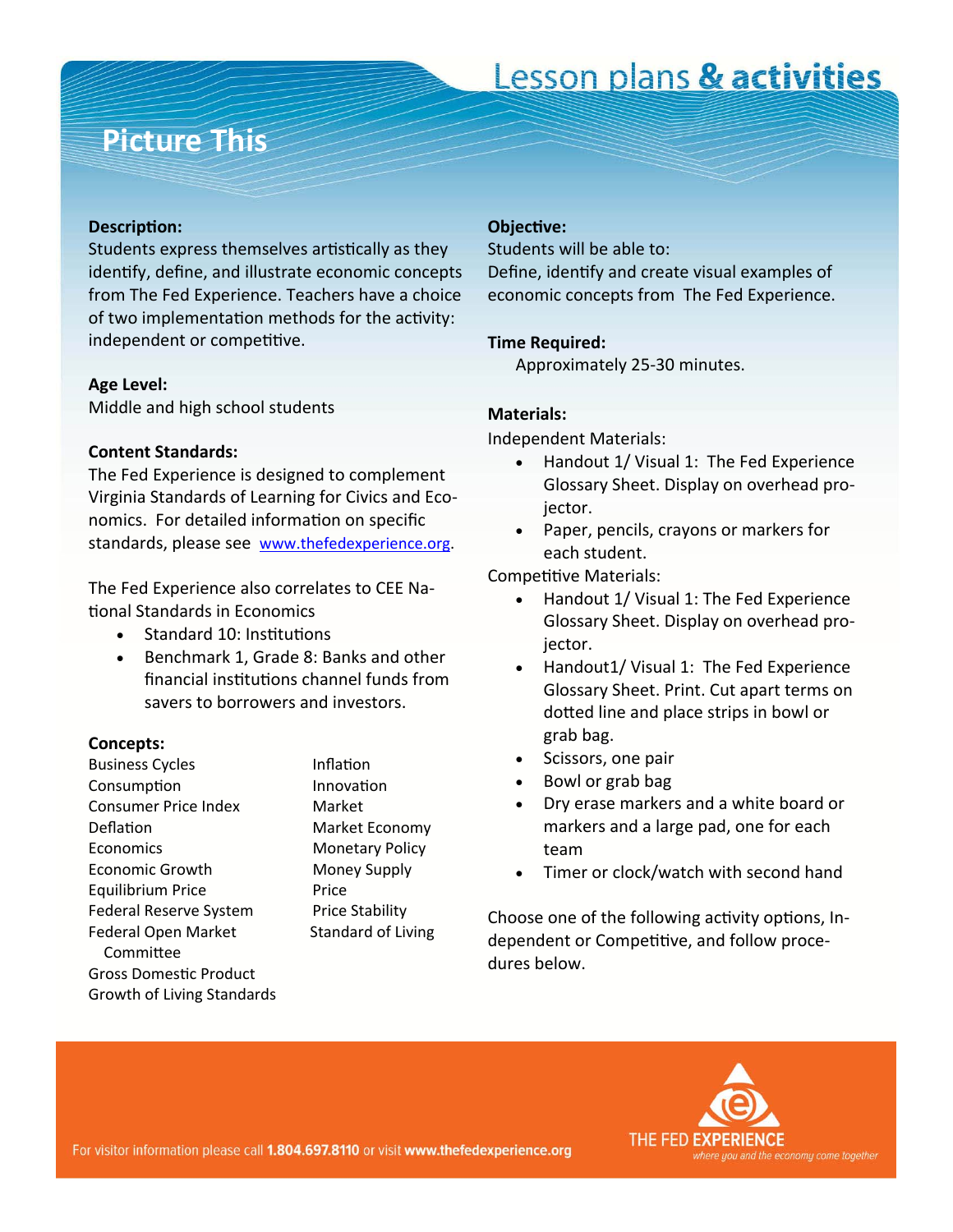# Picture This

Lesson plans & activities

**Description:**
Students express themselves artistically as they identify, define, and illustrate economic concepts from The Fed Experience. Teachers have a choice of two implementation methods for the activity: independent or competitive.

**Age Level:**
Middle and high school students

**Content Standards:**
The Fed Experience is designed to complement Virginia Standards of Learning for Civics and Economics. For detailed information on specific standards, please see www.thefedexperience.org.

The Fed Experience also correlates to CEE National Standards in Economics

- Standard 10: Institutions
- Benchmark 1, Grade 8: Banks and other financial institutions channel funds from savers to borrowers and investors.

**Concepts:**

Business Cycles
Consumption
Consumer Price Index
Deflation
Economics
Economic Growth
Equilibrium Price
Federal Reserve System
Federal Open Market Committee
Gross Domestic Product
Growth of Living Standards
Inflation
Innovation
Market
Market Economy
Monetary Policy
Money Supply
Price
Price Stability
Standard of Living

**Objective:**
Students will be able to:
Define, identify and create visual examples of economic concepts from The Fed Experience.

**Time Required:**
Approximately 25-30 minutes.

**Materials:**
Independent Materials:

- Handout 1/ Visual 1: The Fed Experience Glossary Sheet. Display on overhead projector.
- Paper, pencils, crayons or markers for each student.

Competitive Materials:

- Handout 1/ Visual 1: The Fed Experience Glossary Sheet. Display on overhead projector.
- Handout1/ Visual 1: The Fed Experience Glossary Sheet. Print. Cut apart terms on dotted line and place strips in bowl or grab bag.
- Scissors, one pair
- Bowl or grab bag
- Dry erase markers and a white board or markers and a large pad, one for each team
- Timer or clock/watch with second hand

Choose one of the following activity options, Independent or Competitive, and follow procedures below.

For visitor information please call **1.804.697.8110** or visit **www.thefedexperience.org**

THE FED EXPERIENCE
*where you and the economy come together*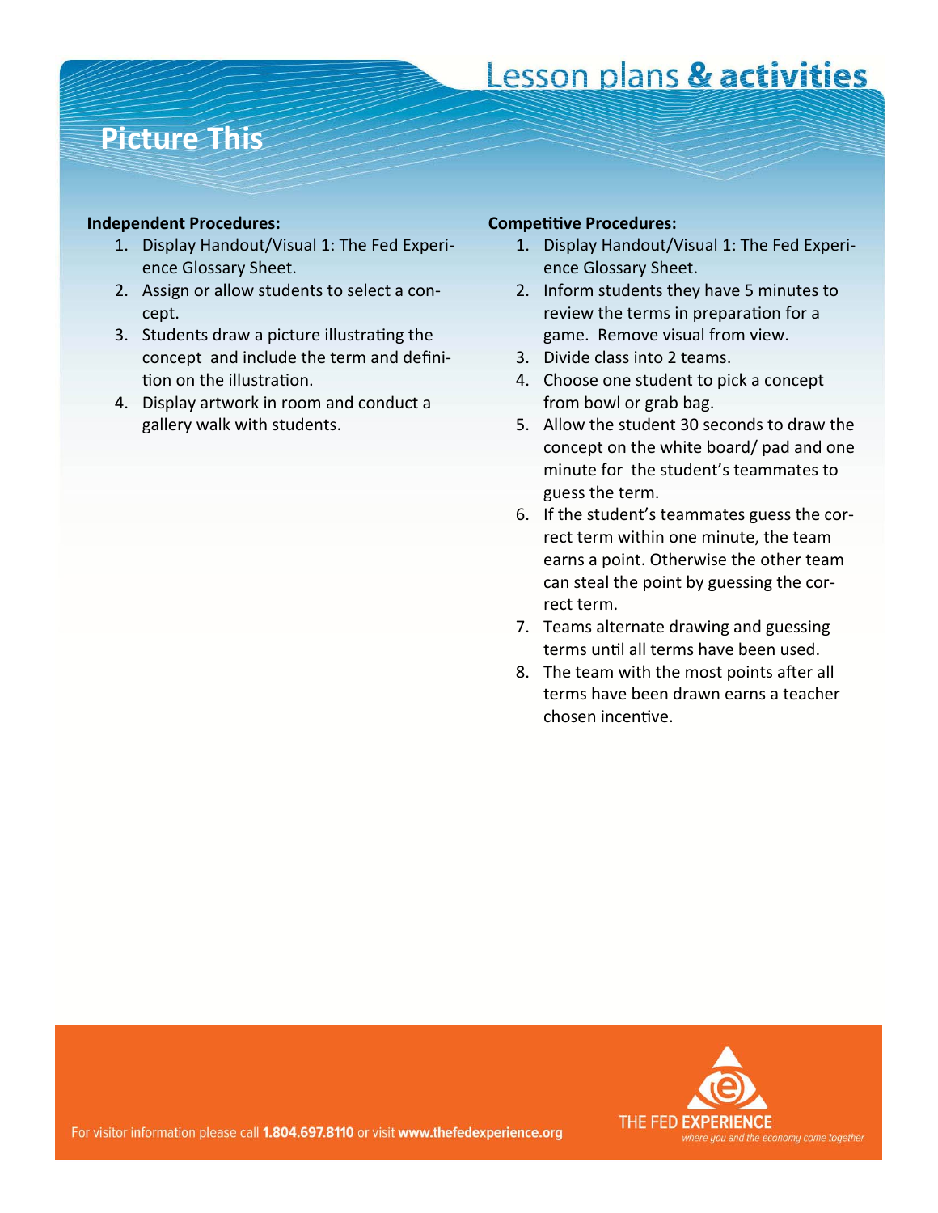# Picture This

**Independent Procedures:**

1. Display Handout/Visual 1: The Fed Experience Glossary Sheet.
2. Assign or allow students to select a concept.
3. Students draw a picture illustrating the concept and include the term and definition on the illustration.
4. Display artwork in room and conduct a gallery walk with students.

**Competitive Procedures:**

1. Display Handout/Visual 1: The Fed Experience Glossary Sheet.
2. Inform students they have 5 minutes to review the terms in preparation for a game. Remove visual from view.
3. Divide class into 2 teams.
4. Choose one student to pick a concept from bowl or grab bag.
5. Allow the student 30 seconds to draw the concept on the white board/ pad and one minute for the student's teammates to guess the term.
6. If the student's teammates guess the correct term within one minute, the team earns a point. Otherwise the other team can steal the point by guessing the correct term.
7. Teams alternate drawing and guessing terms until all terms have been used.
8. The team with the most points after all terms have been drawn earns a teacher chosen incentive.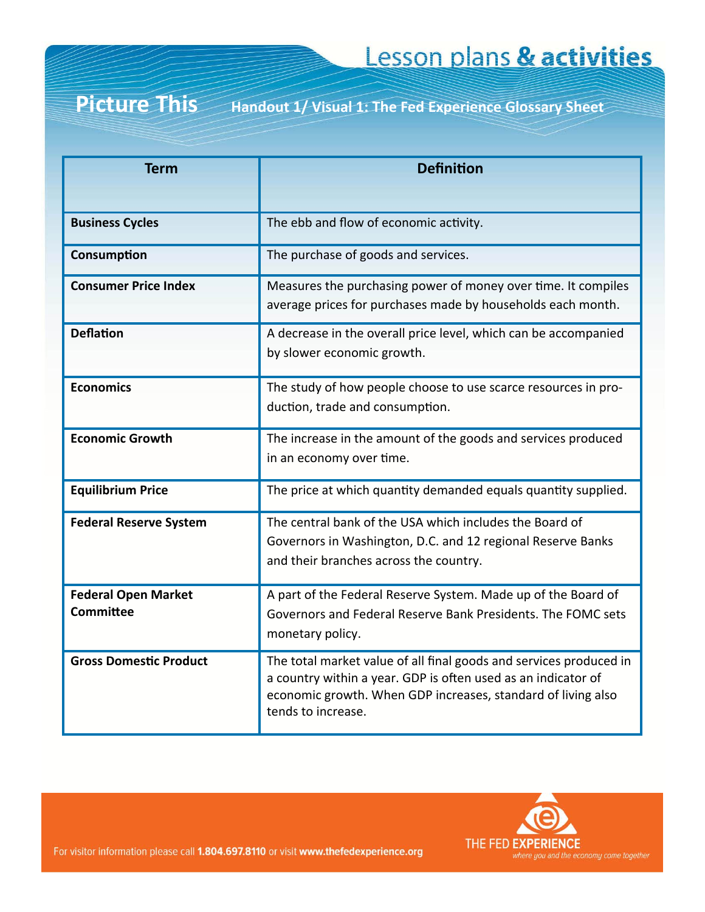# Picture This

## Handout 1/ Visual 1: The Fed Experience Glossary Sheet

| Term | Definition |
|---|---|
| **Business Cycles** | The ebb and flow of economic activity. |
| **Consumption** | The purchase of goods and services. |
| **Consumer Price Index** | Measures the purchasing power of money over time. It compiles average prices for purchases made by households each month. |
| **Deflation** | A decrease in the overall price level, which can be accompanied by slower economic growth. |
| **Economics** | The study of how people choose to use scarce resources in production, trade and consumption. |
| **Economic Growth** | The increase in the amount of the goods and services produced in an economy over time. |
| **Equilibrium Price** | The price at which quantity demanded equals quantity supplied. |
| **Federal Reserve System** | The central bank of the USA which includes the Board of Governors in Washington, D.C. and 12 regional Reserve Banks and their branches across the country. |
| **Federal Open Market Committee** | A part of the Federal Reserve System. Made up of the Board of Governors and Federal Reserve Bank Presidents. The FOMC sets monetary policy. |
| **Gross Domestic Product** | The total market value of all final goods and services produced in a country within a year. GDP is often used as an indicator of economic growth. When GDP increases, standard of living also tends to increase. |

For visitor information please call **1.804.697.8110** or visit **www.thefedexperience.org**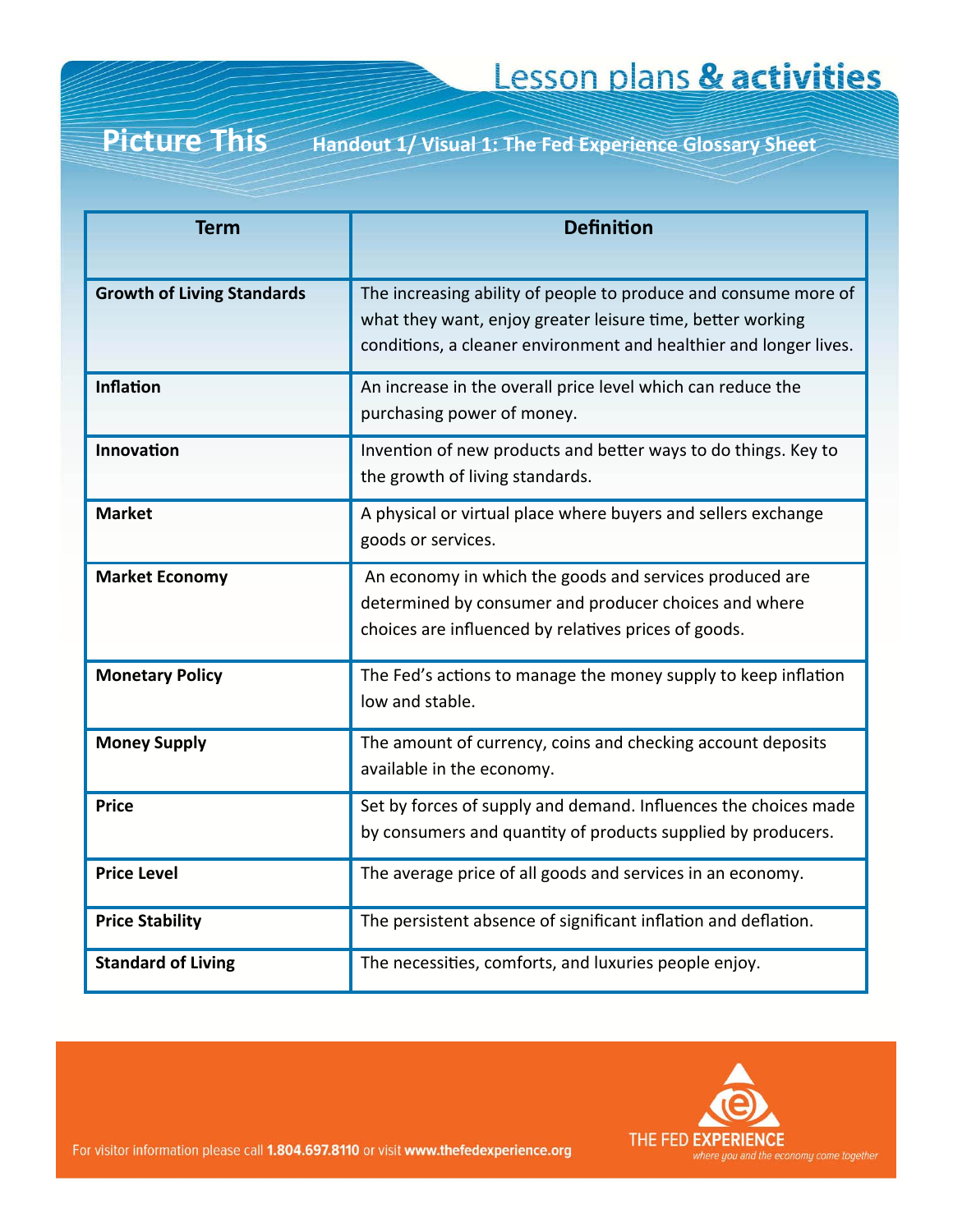# Lesson plans & activities

## Picture This

### Handout 1/ Visual 1: The Fed Experience Glossary Sheet

| Term | Definition |
| --- | --- |
| **Growth of Living Standards** | The increasing ability of people to produce and consume more of what they want, enjoy greater leisure time, better working conditions, a cleaner environment and healthier and longer lives. |
| **Inflation** | An increase in the overall price level which can reduce the purchasing power of money. |
| **Innovation** | Invention of new products and better ways to do things. Key to the growth of living standards. |
| **Market** | A physical or virtual place where buyers and sellers exchange goods or services. |
| **Market Economy** | An economy in which the goods and services produced are determined by consumer and producer choices and where choices are influenced by relatives prices of goods. |
| **Monetary Policy** | The Fed's actions to manage the money supply to keep inflation low and stable. |
| **Money Supply** | The amount of currency, coins and checking account deposits available in the economy. |
| **Price** | Set by forces of supply and demand. Influences the choices made by consumers and quantity of products supplied by producers. |
| **Price Level** | The average price of all goods and services in an economy. |
| **Price Stability** | The persistent absence of significant inflation and deflation. |
| **Standard of Living** | The necessities, comforts, and luxuries people enjoy. |

For visitor information please call **1.804.697.8110** or visit **www.thefedexperience.org**

THE FED **EXPERIENCE**
*where you and the economy come together*